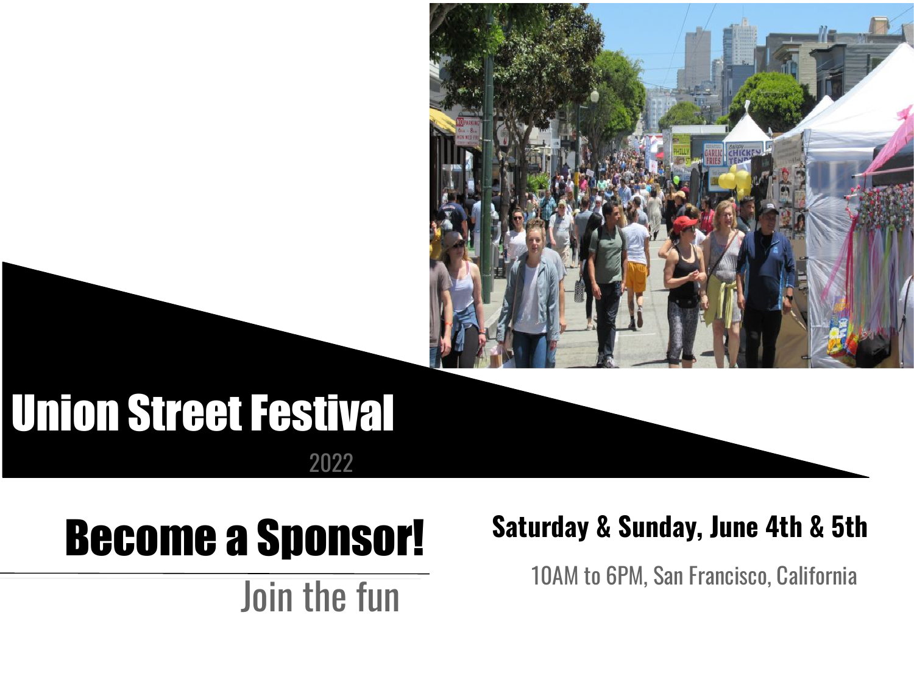# Union Street Festival

2022

## Become a Sponsor!

Join the fun

**Saturday & Sunday, June 4th & 5th**

10AM to 6PM, San Francisco, California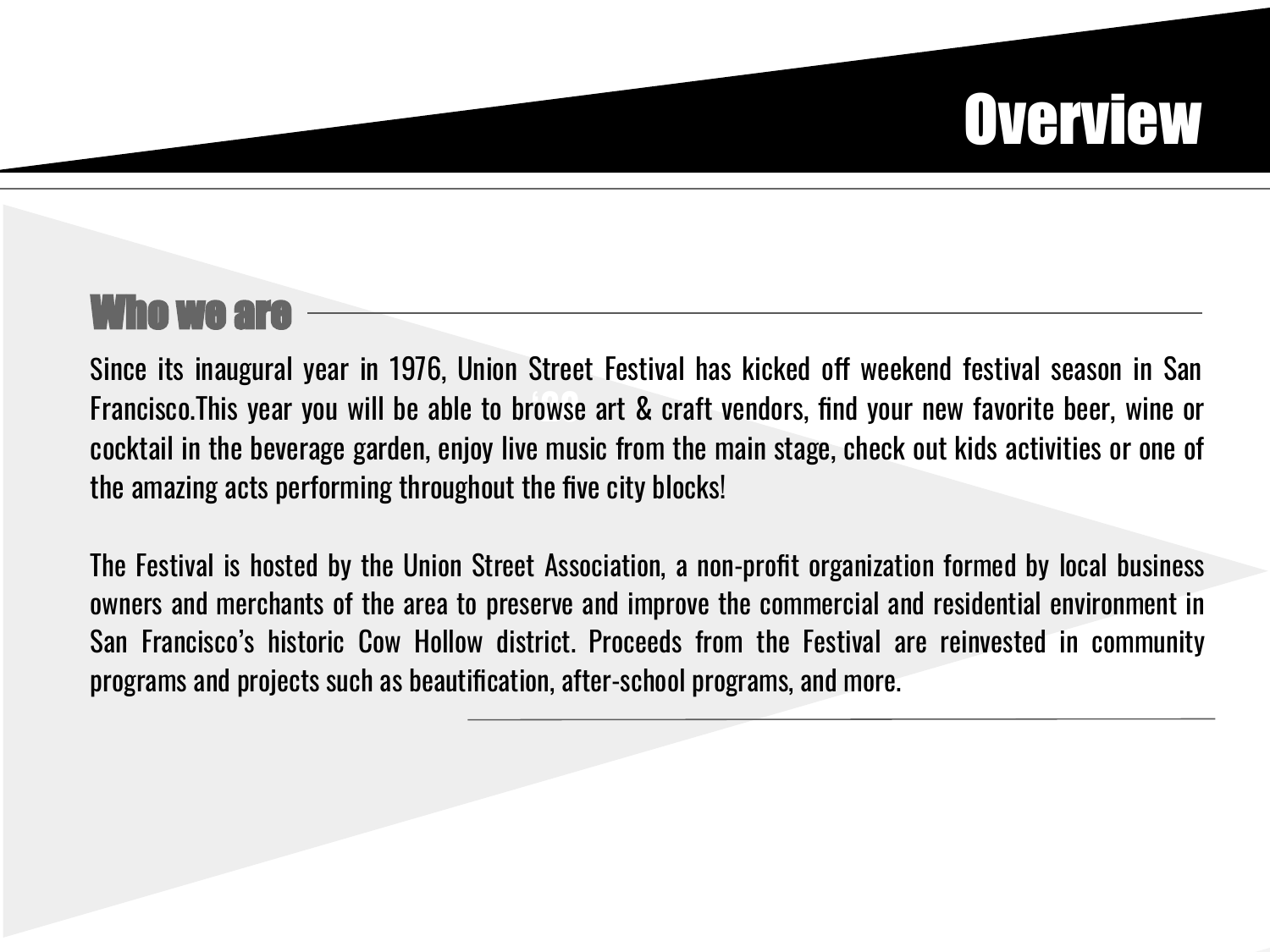# Overview

## Who we are

Since its inaugural year in 1976, Union Street Festival has kicked off weekend festival season in San Francisco.This year you will be able to browse art & craft vendors, find your new favorite beer, wine or cocktail in the beverage garden, enjoy live music from the main stage, check out kids activities or one of the amazing acts performing throughout the five city blocks!

The Festival is hosted by the Union Street Association, a non-profit organization formed by local business owners and merchants of the area to preserve and improve the commercial and residential environment in San Francisco's historic Cow Hollow district. Proceeds from the Festival are reinvested in community programs and projects such as beautification, after-school programs, and more.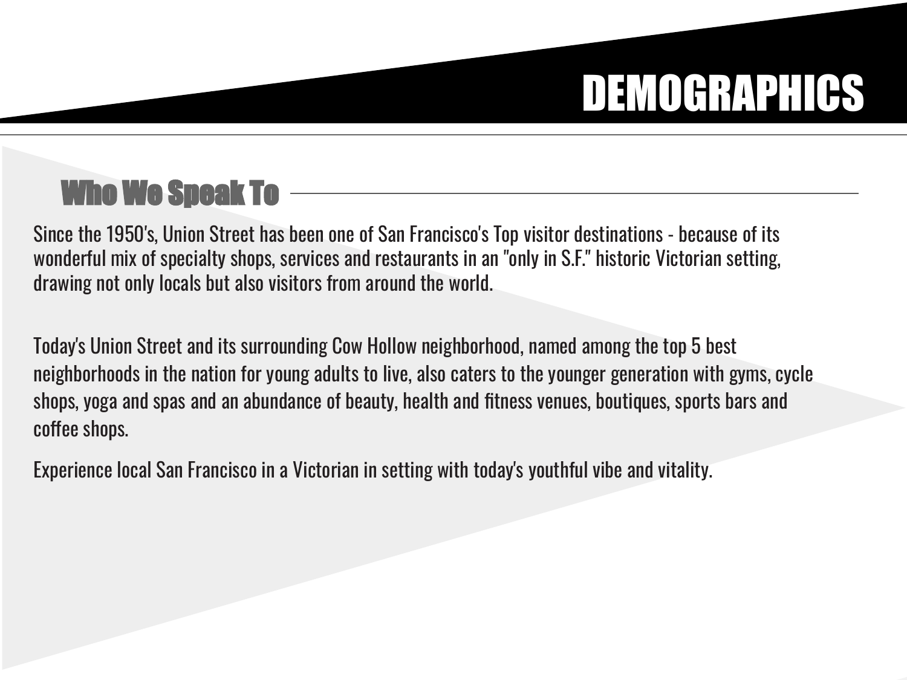# DEMOGRAPHICS

## Who We Speak To

Since the 1950's, Union Street has been one of San Francisco's Top visitor destinations - because of its wonderful mix of specialty shops, services and restaurants in an "only in S.F." historic Victorian setting, drawing not only locals but also visitors from around the world.

Today's Union Street and its surrounding Cow Hollow neighborhood, named among the top 5 best neighborhoods in the nation for young adults to live, also caters to the younger generation with gyms, cycle shops, yoga and spas and an abundance of beauty, health and fitness venues, boutiques, sports bars and coffee shops.

Experience local San Francisco in a Victorian in setting with today's youthful vibe and vitality.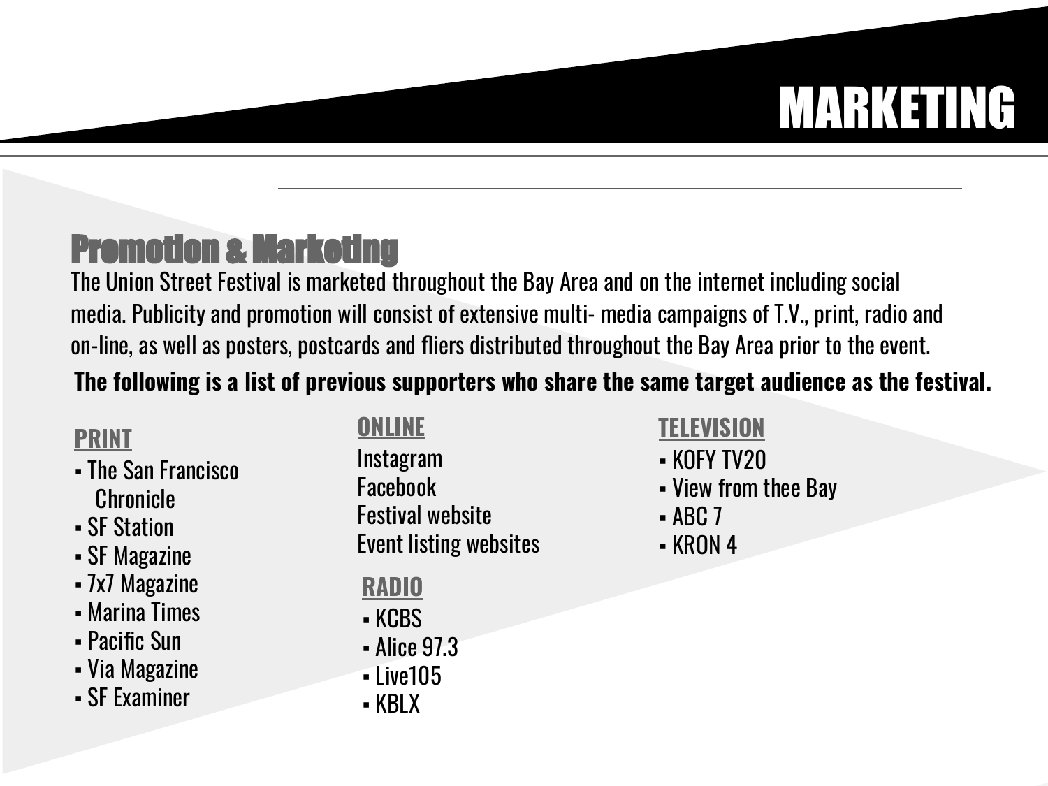# MARKETING

## Promotion & Marketing

The Union Street Festival is marketed throughout the Bay Area and on the internet including social media. Publicity and promotion will consist of extensive multi- media campaigns of T.V., print, radio and on-line, as well as posters, postcards and fliers distributed throughout the Bay Area prior to the event.

**The following is a list of previous supporters who share the same target audience as the festival.**

### PRINT

- The San Francisco Chronicle
- SF Station
- SF Magazine
- 7x7 Magazine
- Marina Times
- Pacific Sun
- Via Magazine
- SF Examiner

### ONLINE

Instagram
Facebook
Festival website
Event listing websites

### RADIO

- KCBS
- Alice 97.3
- Live105
- KBLX

### TELEVISION

- KOFY TV20
- View from thee Bay
- ABC 7
- KRON 4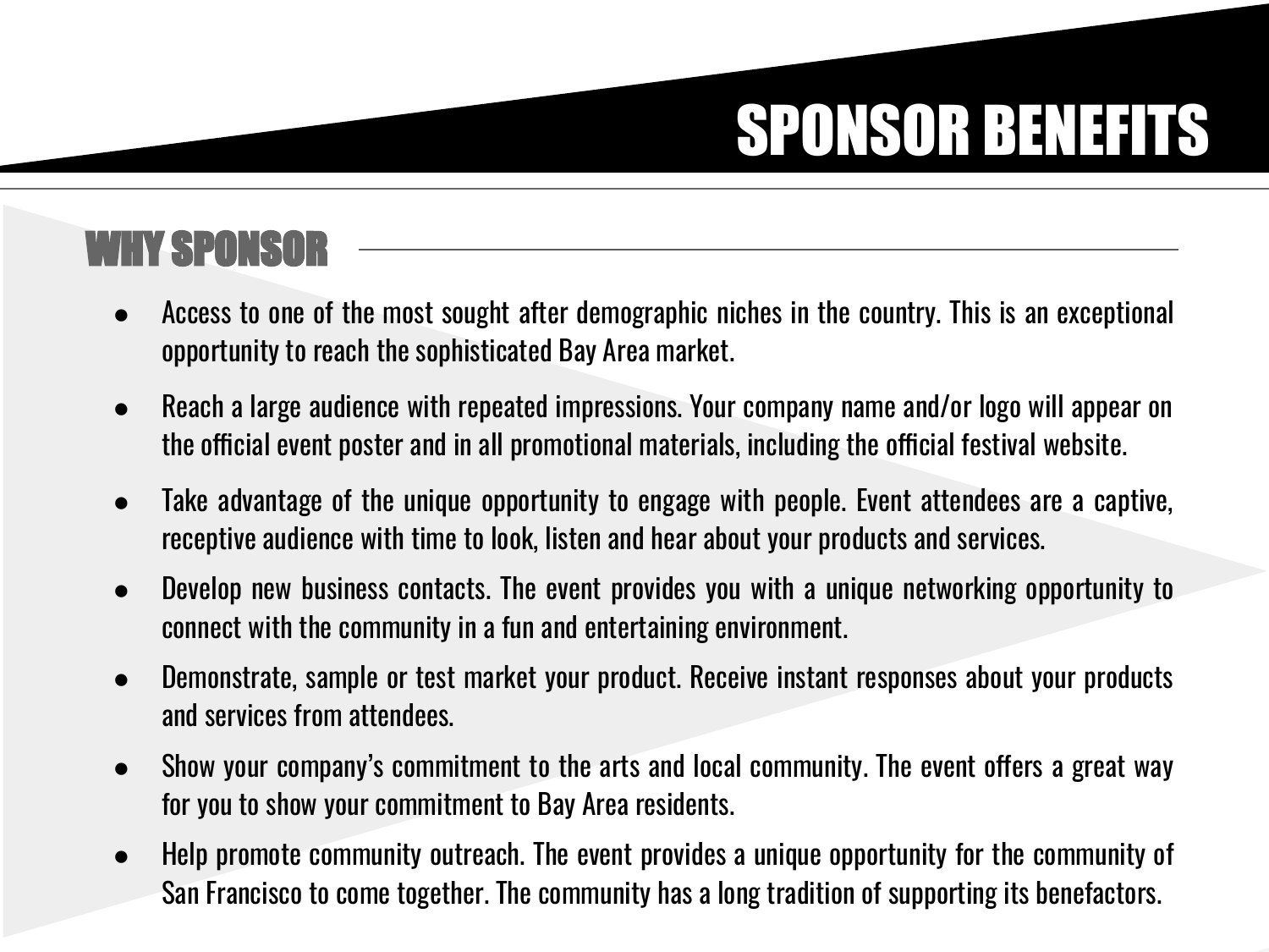# SPONSOR BENEFITS

## WHY SPONSOR

- Access to one of the most sought after demographic niches in the country. This is an exceptional opportunity to reach the sophisticated Bay Area market.
- Reach a large audience with repeated impressions. Your company name and/or logo will appear on the official event poster and in all promotional materials, including the official festival website.
- Take advantage of the unique opportunity to engage with people. Event attendees are a captive, receptive audience with time to look, listen and hear about your products and services.
- Develop new business contacts. The event provides you with a unique networking opportunity to connect with the community in a fun and entertaining environment.
- Demonstrate, sample or test market your product. Receive instant responses about your products and services from attendees.
- Show your company's commitment to the arts and local community. The event offers a great way for you to show your commitment to Bay Area residents.
- Help promote community outreach. The event provides a unique opportunity for the community of San Francisco to come together. The community has a long tradition of supporting its benefactors.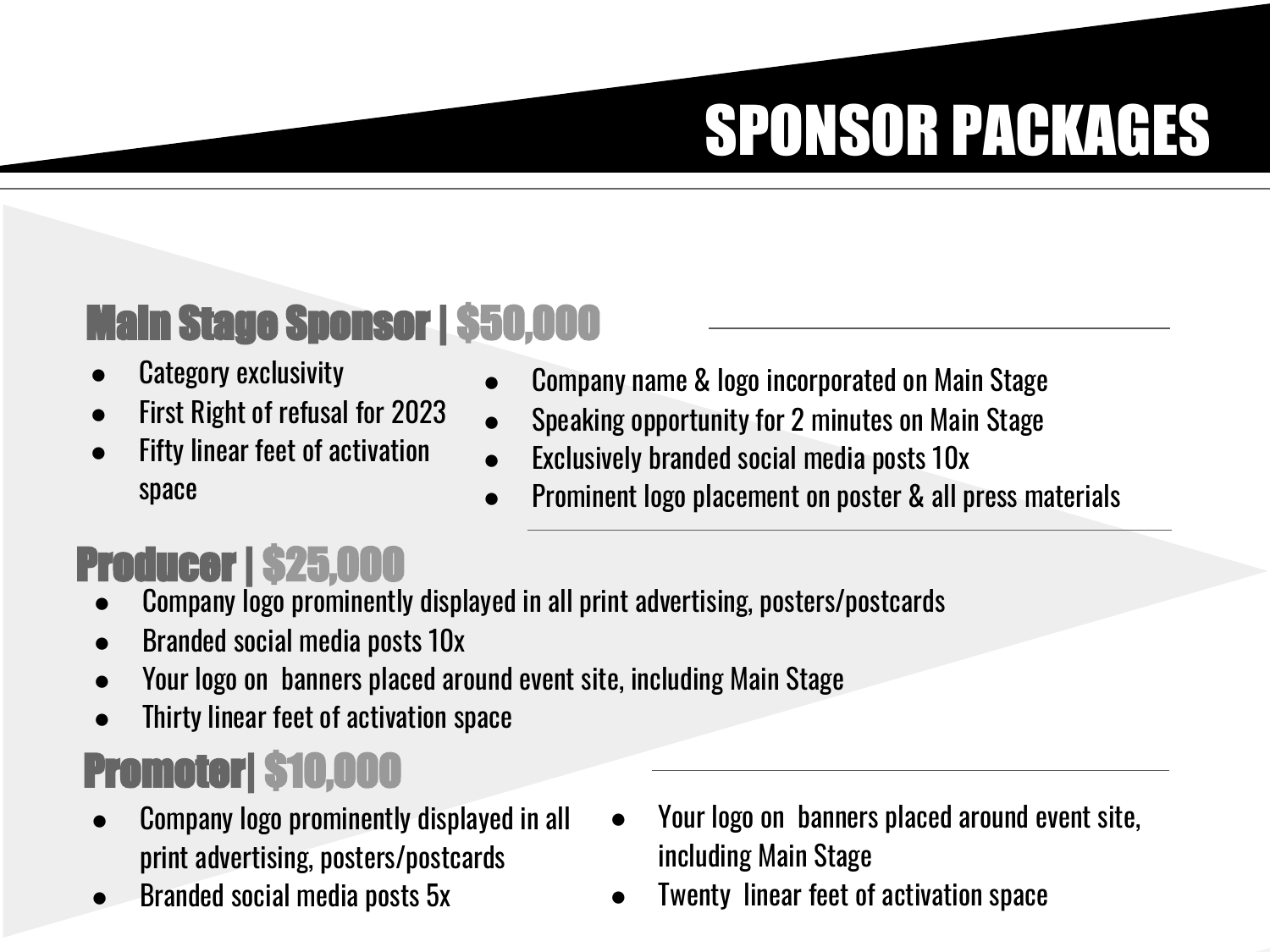# SPONSOR PACKAGES

## Main Stage Sponsor | $50,000

- Category exclusivity
- First Right of refusal for 2023
- Fifty linear feet of activation space
- Company name & logo incorporated on Main Stage
- Speaking opportunity for 2 minutes on Main Stage
- Exclusively branded social media posts 10x
- Prominent logo placement on poster & all press materials

## Producer | $25,000

- Company logo prominently displayed in all print advertising, posters/postcards
- Branded social media posts 10x
- Your logo on banners placed around event site, including Main Stage
- Thirty linear feet of activation space

## Promoter| $10,000

- Company logo prominently displayed in all print advertising, posters/postcards
- Branded social media posts 5x
- Your logo on banners placed around event site, including Main Stage
- Twenty linear feet of activation space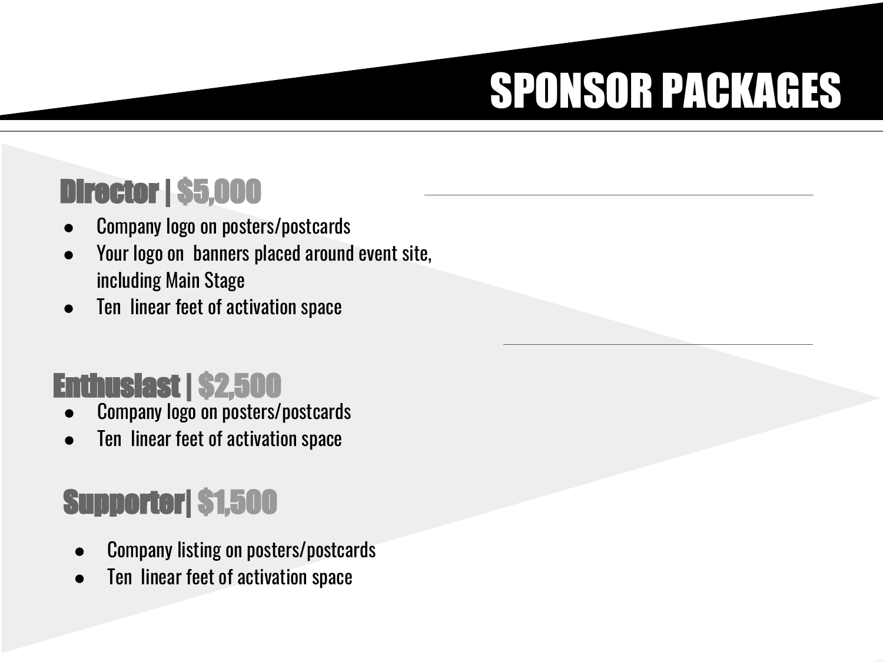# SPONSOR PACKAGES

## Director | $5,000

- Company logo on posters/postcards
- Your logo on  banners placed around event site, including Main Stage
- Ten  linear feet of activation space

## Enthusiast | $2,500

- Company logo on posters/postcards
- Ten  linear feet of activation space

## Supporter| $1,500

- Company listing on posters/postcards
- Ten  linear feet of activation space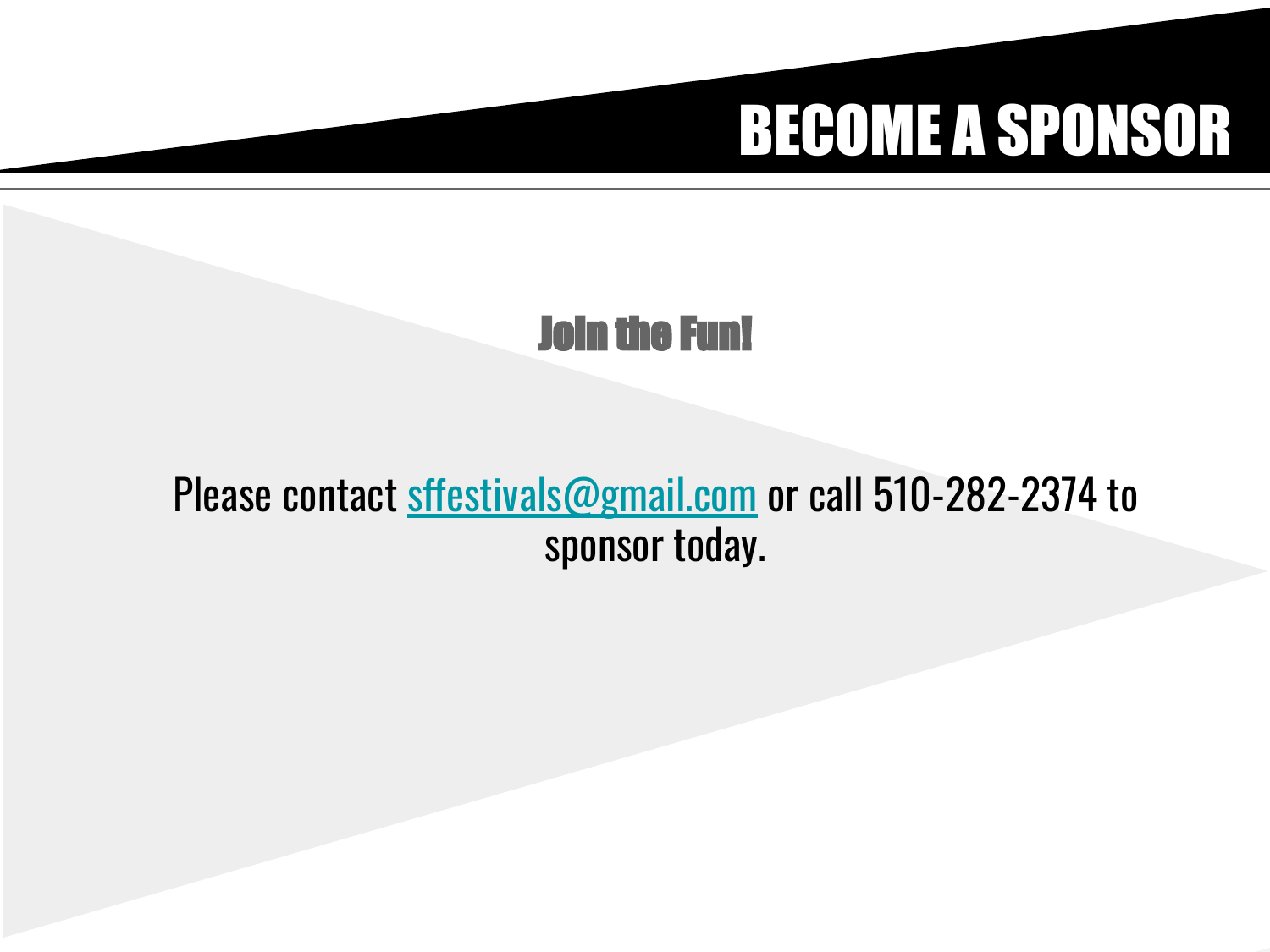# BECOME A SPONSOR

## Join the Fun!

Please contact sffestivals@gmail.com or call 510-282-2374 to sponsor today.